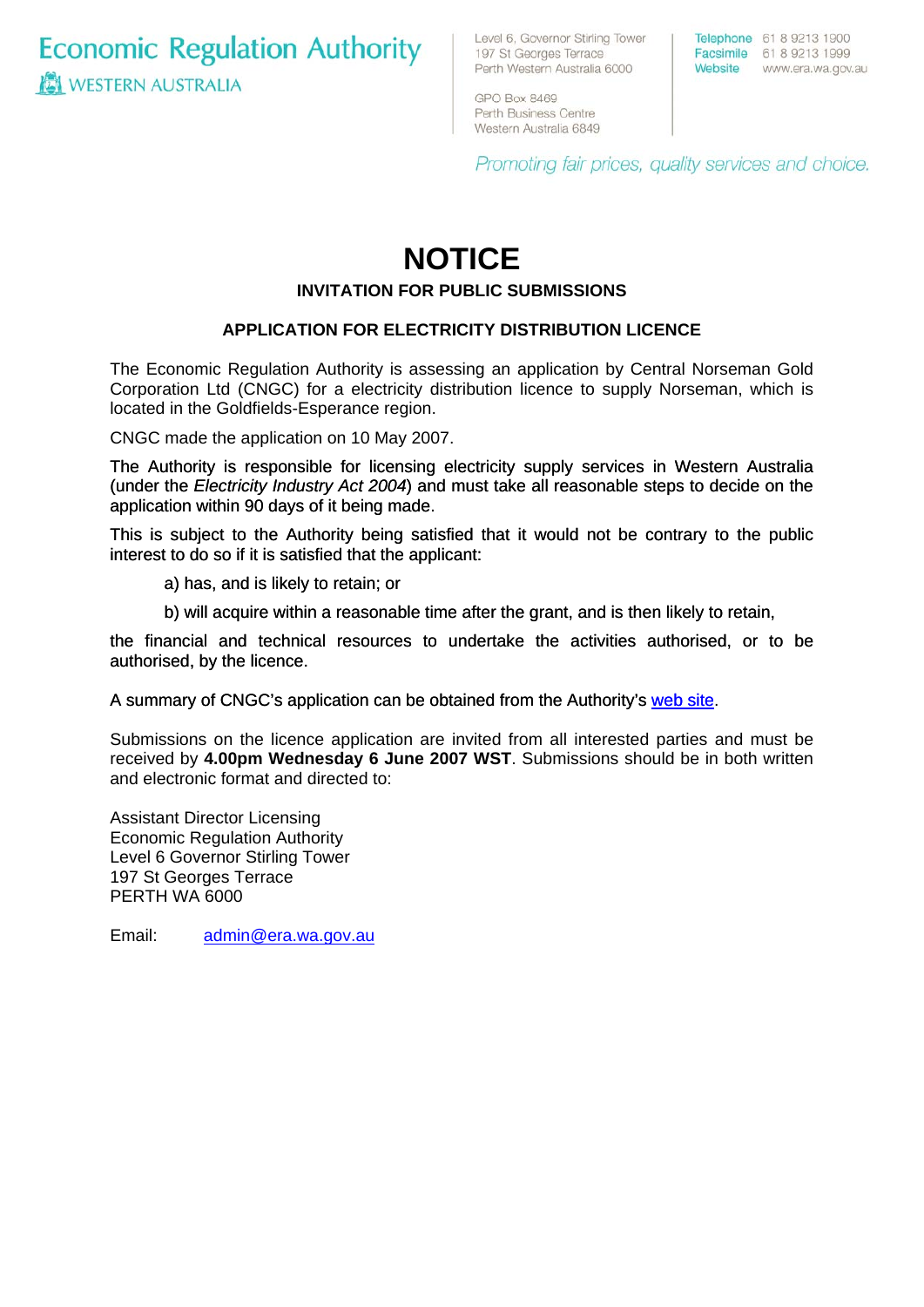Economic Regulation Authority
WESTERN AUSTRALIA

Level 6, Governor Stirling Tower
197 St Georges Terrace
Perth Western Australia 6000

GPO Box 8469
Perth Business Centre
Western Australia 6849

Telephone 61 8 9213 1900
Facsimile 61 8 9213 1999
Website www.era.wa.gov.au

*Promoting fair prices, quality services and choice.*

# NOTICE

**INVITATION FOR PUBLIC SUBMISSIONS**

**APPLICATION FOR ELECTRICITY DISTRIBUTION LICENCE**

The Economic Regulation Authority is assessing an application by Central Norseman Gold Corporation Ltd (CNGC) for a electricity distribution licence to supply Norseman, which is located in the Goldfields-Esperance region.

CNGC made the application on 10 May 2007.

The Authority is responsible for licensing electricity supply services in Western Australia (under the *Electricity Industry Act 2004*) and must take all reasonable steps to decide on the application within 90 days of it being made.

This is subject to the Authority being satisfied that it would not be contrary to the public interest to do so if it is satisfied that the applicant:

a) has, and is likely to retain; or

b) will acquire within a reasonable time after the grant, and is then likely to retain,

the financial and technical resources to undertake the activities authorised, or to be authorised, by the licence.

A summary of CNGC's application can be obtained from the Authority's web site.

Submissions on the licence application are invited from all interested parties and must be received by **4.00pm Wednesday 6 June 2007 WST**. Submissions should be in both written and electronic format and directed to:

Assistant Director Licensing
Economic Regulation Authority
Level 6 Governor Stirling Tower
197 St Georges Terrace
PERTH WA 6000

Email: admin@era.wa.gov.au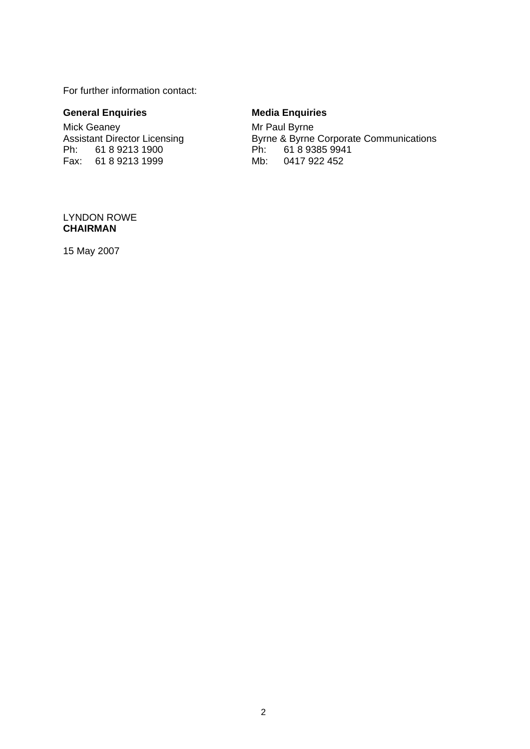For further information contact:

**General Enquiries**

Mick Geaney
Assistant Director Licensing
Ph: 61 8 9213 1900
Fax: 61 8 9213 1999

**Media Enquiries**

Mr Paul Byrne
Byrne & Byrne Corporate Communications
Ph: 61 8 9385 9941
Mb: 0417 922 452

LYNDON ROWE
**CHAIRMAN**

15 May 2007